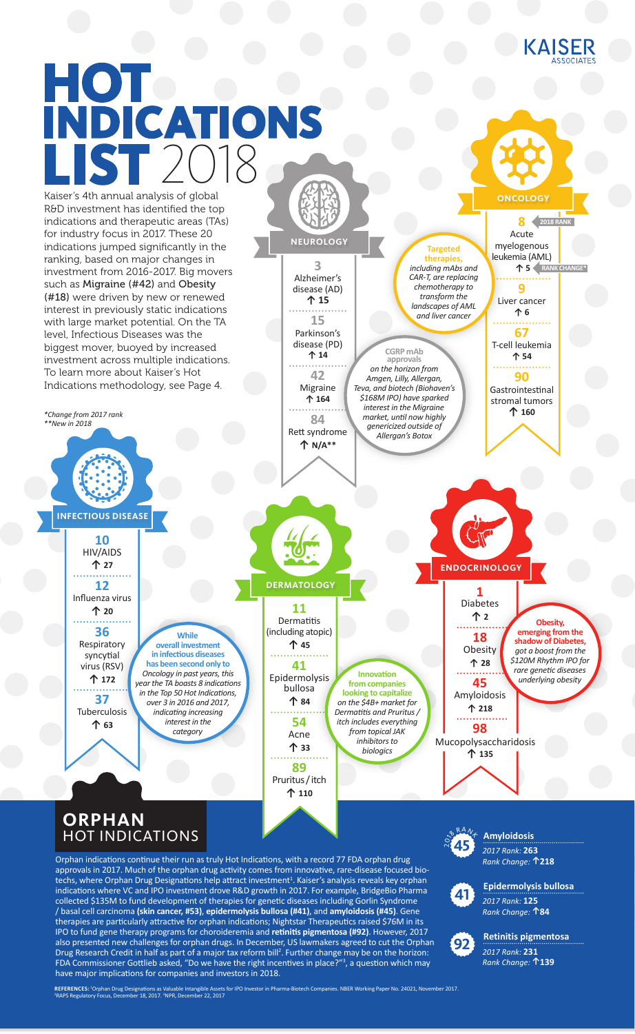KAISER ASSOCIATES

# HOT INDICATIONS LIST 2018

Kaiser's 4th annual analysis of global R&D investment has identified the top indications and therapeutic areas (TAs) for industry focus in 2017. These 20 indications jumped significantly in the ranking, based on major changes in investment from 2016-2017. Big movers such as Migraine (#42) and Obesity (#18) were driven by new or renewed interest in previously static indications with large market potential. On the TA level, Infectious Diseases was the biggest mover, buoyed by increased investment across multiple indications. To learn more about Kaiser's Hot Indications methodology, see Page 4.

*Change from 2017 rank
**New in 2018

## NEUROLOGY

**3** Alzheimer's disease (AD) ↑ **15**

**15** Parkinson's disease (PD) ↑ **14**

**42** Migraine ↑ **164**

**84** Rett syndrome ↑ **N/A****

**CGRP mAb approvals** *on the horizon from Amgen, Lilly, Allergan, Teva, and biotech (Biohaven's $168M IPO) have sparked interest in the Migraine market, until now highly genericized outside of Allergan's Botox*

## ONCOLOGY

**8** (2018 RANK) Acute myelogenous leukemia (AML) ↑ **5** (RANK CHANGE*)

**9** Liver cancer ↑ **6**

**67** T-cell leukemia ↑ **54**

**90** Gastrointestinal stromal tumors ↑ **160**

**Targeted therapies,** *including mAbs and CAR-T, are replacing chemotherapy to transform the landscapes of AML and liver cancer*

## INFECTIOUS DISEASE

**10** HIV/AIDS ↑ **27**

**12** Influenza virus ↑ **20**

**36** Respiratory syncytial virus (RSV) ↑ **172**

**37** Tuberculosis ↑ **63**

**While overall investment in infectious diseases has been second only to** *Oncology in past years, this year the TA boasts 8 indications in the Top 50 Hot Indications, over 3 in 2016 and 2017, indicating increasing interest in the category*

## DERMATOLOGY

**11** Dermatitis (including atopic) ↑ **45**

**41** Epidermolysis bullosa ↑ **84**

**54** Acne ↑ **33**

**89** Pruritus / itch ↑ **110**

**Innovation from companies looking to capitalize** *on the $4B+ market for Dermatitis and Pruritus / itch includes everything from topical JAK inhibitors to biologics*

## ENDOCRINOLOGY

**1** Diabetes ↑ **2**

**18** Obesity ↑ **28**

**45** Amyloidosis ↑ **218**

**98** Mucopolysaccharidosis ↑ **135**

**Obesity, emerging from the shadow of Diabetes,** *got a boost from the $120M Rhythm IPO for rare genetic diseases underlying obesity*

## ORPHAN HOT INDICATIONS

Orphan indications continue their run as truly Hot Indications, with a record 77 FDA orphan drug approvals in 2017. Much of the orphan drug activity comes from innovative, rare-disease focused biotechs, where Orphan Drug Designations help attract investment[1]. Kaiser's analysis reveals key orphan indications where VC and IPO investment drove R&D growth in 2017. For example, BridgeBio Pharma collected $135M to fund development of therapies for genetic diseases including Gorlin Syndrome / basal cell carcinoma **(skin cancer, #53)**, **epidermolysis bullosa (#41)**, and **amyloidosis (#45)**. Gene therapies are particularly attractive for orphan indications; Nightstar Therapeutics raised $76M in its IPO to fund gene therapy programs for choroideremia and **retinitis pigmentosa (#92)**. However, 2017 also presented new challenges for orphan drugs. In December, US lawmakers agreed to cut the Orphan Drug Research Credit in half as part of a major tax reform bill[2]. Further change may be on the horizon: FDA Commissioner Gottlieb asked, "Do we have the right incentives in place?"[3], a question which may have major implications for companies and investors in 2018.

| 2018 Rank | Indication | 2017 Rank | Rank Change |
|---|---|---|---|
| 45 | Amyloidosis | 263 | ↑218 |
| 41 | Epidermolysis bullosa | 125 | ↑84 |
| 92 | Retinitis pigmentosa | 231 | ↑139 |

**REFERENCES:** [1]Orphan Drug Designations as Valuable Intangible Assets for IPO Investor in Pharma-Biotech Companies. NBER Working Paper No. 24021, November 2017. [2]RAPS Regulatory Focus, December 18, 2017. [3]NPR, December 22, 2017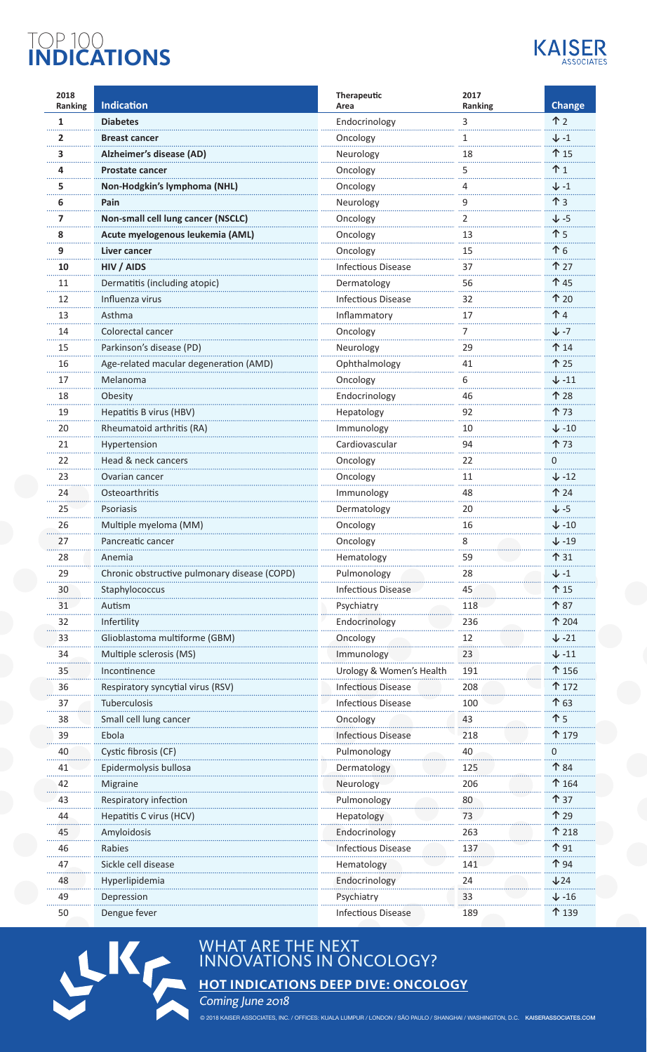# TOP 100 **INDICATIONS**

KAISER ASSOCIATES

| 2018 Ranking | Indication | Therapeutic Area | 2017 Ranking | Change |
|---|---|---|---|---|
| **1** | **Diabetes** | Endocrinology | 3 | ↑ 2 |
| **2** | **Breast cancer** | Oncology | 1 | ↓ -1 |
| **3** | **Alzheimer's disease (AD)** | Neurology | 18 | ↑ 15 |
| **4** | **Prostate cancer** | Oncology | 5 | ↑ 1 |
| **5** | **Non-Hodgkin's lymphoma (NHL)** | Oncology | 4 | ↓ -1 |
| **6** | **Pain** | Neurology | 9 | ↑ 3 |
| **7** | **Non-small cell lung cancer (NSCLC)** | Oncology | 2 | ↓ -5 |
| **8** | **Acute myelogenous leukemia (AML)** | Oncology | 13 | ↑ 5 |
| **9** | **Liver cancer** | Oncology | 15 | ↑ 6 |
| **10** | **HIV / AIDS** | Infectious Disease | 37 | ↑ 27 |
| 11 | Dermatitis (including atopic) | Dermatology | 56 | ↑ 45 |
| 12 | Influenza virus | Infectious Disease | 32 | ↑ 20 |
| 13 | Asthma | Inflammatory | 17 | ↑ 4 |
| 14 | Colorectal cancer | Oncology | 7 | ↓ -7 |
| 15 | Parkinson's disease (PD) | Neurology | 29 | ↑ 14 |
| 16 | Age-related macular degeneration (AMD) | Ophthalmology | 41 | ↑ 25 |
| 17 | Melanoma | Oncology | 6 | ↓ -11 |
| 18 | Obesity | Endocrinology | 46 | ↑ 28 |
| 19 | Hepatitis B virus (HBV) | Hepatology | 92 | ↑ 73 |
| 20 | Rheumatoid arthritis (RA) | Immunology | 10 | ↓ -10 |
| 21 | Hypertension | Cardiovascular | 94 | ↑ 73 |
| 22 | Head & neck cancers | Oncology | 22 | 0 |
| 23 | Ovarian cancer | Oncology | 11 | ↓ -12 |
| 24 | Osteoarthritis | Immunology | 48 | ↑ 24 |
| 25 | Psoriasis | Dermatology | 20 | ↓ -5 |
| 26 | Multiple myeloma (MM) | Oncology | 16 | ↓ -10 |
| 27 | Pancreatic cancer | Oncology | 8 | ↓ -19 |
| 28 | Anemia | Hematology | 59 | ↑ 31 |
| 29 | Chronic obstructive pulmonary disease (COPD) | Pulmonology | 28 | ↓ -1 |
| 30 | Staphylococcus | Infectious Disease | 45 | ↑ 15 |
| 31 | Autism | Psychiatry | 118 | ↑ 87 |
| 32 | Infertility | Endocrinology | 236 | ↑ 204 |
| 33 | Glioblastoma multiforme (GBM) | Oncology | 12 | ↓ -21 |
| 34 | Multiple sclerosis (MS) | Immunology | 23 | ↓ -11 |
| 35 | Incontinence | Urology & Women's Health | 191 | ↑ 156 |
| 36 | Respiratory syncytial virus (RSV) | Infectious Disease | 208 | ↑ 172 |
| 37 | Tuberculosis | Infectious Disease | 100 | ↑ 63 |
| 38 | Small cell lung cancer | Oncology | 43 | ↑ 5 |
| 39 | Ebola | Infectious Disease | 218 | ↑ 179 |
| 40 | Cystic fibrosis (CF) | Pulmonology | 40 | 0 |
| 41 | Epidermolysis bullosa | Dermatology | 125 | ↑ 84 |
| 42 | Migraine | Neurology | 206 | ↑ 164 |
| 43 | Respiratory infection | Pulmonology | 80 | ↑ 37 |
| 44 | Hepatitis C virus (HCV) | Hepatology | 73 | ↑ 29 |
| 45 | Amyloidosis | Endocrinology | 263 | ↑ 218 |
| 46 | Rabies | Infectious Disease | 137 | ↑ 91 |
| 47 | Sickle cell disease | Hematology | 141 | ↑ 94 |
| 48 | Hyperlipidemia | Endocrinology | 24 | ↓24 |
| 49 | Depression | Psychiatry | 33 | ↓ -16 |
| 50 | Dengue fever | Infectious Disease | 189 | ↑ 139 |

## WHAT ARE THE NEXT INNOVATIONS IN ONCOLOGY?

**HOT INDICATIONS DEEP DIVE: ONCOLOGY**

*Coming June 2018*

© 2018 KAISER ASSOCIATES, INC. / OFFICES: KUALA LUMPUR / LONDON / SÃO PAULO / SHANGHAI / WASHINGTON, D.C. KAISERASSOCIATES.COM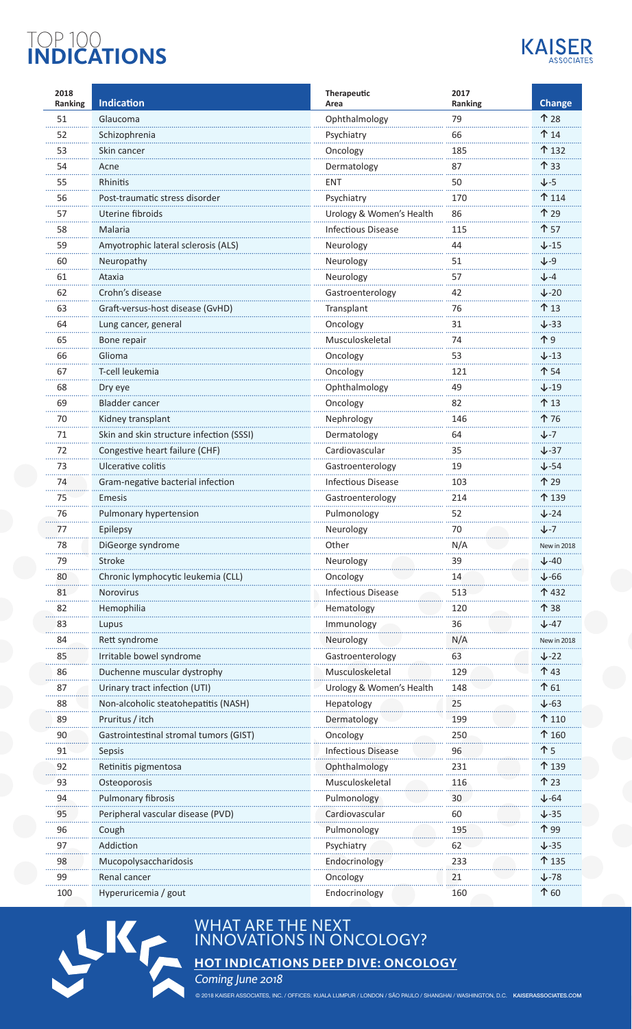# TOP 100 INDICATIONS

KAISER ASSOCIATES

| 2018 Ranking | Indication | Therapeutic Area | 2017 Ranking | Change |
|---|---|---|---|---|
| 51 | Glaucoma | Ophthalmology | 79 | ↑ 28 |
| 52 | Schizophrenia | Psychiatry | 66 | ↑ 14 |
| 53 | Skin cancer | Oncology | 185 | ↑ 132 |
| 54 | Acne | Dermatology | 87 | ↑ 33 |
| 55 | Rhinitis | ENT | 50 | ↓-5 |
| 56 | Post-traumatic stress disorder | Psychiatry | 170 | ↑ 114 |
| 57 | Uterine fibroids | Urology & Women's Health | 86 | ↑ 29 |
| 58 | Malaria | Infectious Disease | 115 | ↑ 57 |
| 59 | Amyotrophic lateral sclerosis (ALS) | Neurology | 44 | ↓-15 |
| 60 | Neuropathy | Neurology | 51 | ↓-9 |
| 61 | Ataxia | Neurology | 57 | ↓-4 |
| 62 | Crohn's disease | Gastroenterology | 42 | ↓-20 |
| 63 | Graft-versus-host disease (GvHD) | Transplant | 76 | ↑ 13 |
| 64 | Lung cancer, general | Oncology | 31 | ↓-33 |
| 65 | Bone repair | Musculoskeletal | 74 | ↑ 9 |
| 66 | Glioma | Oncology | 53 | ↓-13 |
| 67 | T-cell leukemia | Oncology | 121 | ↑ 54 |
| 68 | Dry eye | Ophthalmology | 49 | ↓-19 |
| 69 | Bladder cancer | Oncology | 82 | ↑ 13 |
| 70 | Kidney transplant | Nephrology | 146 | ↑ 76 |
| 71 | Skin and skin structure infection (SSSI) | Dermatology | 64 | ↓-7 |
| 72 | Congestive heart failure (CHF) | Cardiovascular | 35 | ↓-37 |
| 73 | Ulcerative colitis | Gastroenterology | 19 | ↓-54 |
| 74 | Gram-negative bacterial infection | Infectious Disease | 103 | ↑ 29 |
| 75 | Emesis | Gastroenterology | 214 | ↑ 139 |
| 76 | Pulmonary hypertension | Pulmonology | 52 | ↓-24 |
| 77 | Epilepsy | Neurology | 70 | ↓-7 |
| 78 | DiGeorge syndrome | Other | N/A | New in 2018 |
| 79 | Stroke | Neurology | 39 | ↓-40 |
| 80 | Chronic lymphocytic leukemia (CLL) | Oncology | 14 | ↓-66 |
| 81 | Norovirus | Infectious Disease | 513 | ↑ 432 |
| 82 | Hemophilia | Hematology | 120 | ↑ 38 |
| 83 | Lupus | Immunology | 36 | ↓-47 |
| 84 | Rett syndrome | Neurology | N/A | New in 2018 |
| 85 | Irritable bowel syndrome | Gastroenterology | 63 | ↓-22 |
| 86 | Duchenne muscular dystrophy | Musculoskeletal | 129 | ↑ 43 |
| 87 | Urinary tract infection (UTI) | Urology & Women's Health | 148 | ↑ 61 |
| 88 | Non-alcoholic steatohepatitis (NASH) | Hepatology | 25 | ↓-63 |
| 89 | Pruritus / itch | Dermatology | 199 | ↑ 110 |
| 90 | Gastrointestinal stromal tumors (GIST) | Oncology | 250 | ↑ 160 |
| 91 | Sepsis | Infectious Disease | 96 | ↑ 5 |
| 92 | Retinitis pigmentosa | Ophthalmology | 231 | ↑ 139 |
| 93 | Osteoporosis | Musculoskeletal | 116 | ↑ 23 |
| 94 | Pulmonary fibrosis | Pulmonology | 30 | ↓-64 |
| 95 | Peripheral vascular disease (PVD) | Cardiovascular | 60 | ↓-35 |
| 96 | Cough | Pulmonology | 195 | ↑ 99 |
| 97 | Addiction | Psychiatry | 62 | ↓-35 |
| 98 | Mucopolysaccharidosis | Endocrinology | 233 | ↑ 135 |
| 99 | Renal cancer | Oncology | 21 | ↓-78 |
| 100 | Hyperuricemia / gout | Endocrinology | 160 | ↑ 60 |

## WHAT ARE THE NEXT INNOVATIONS IN ONCOLOGY?

**HOT INDICATIONS DEEP DIVE: ONCOLOGY**

*Coming June 2018*

© 2018 KAISER ASSOCIATES, INC. / OFFICES: KUALA LUMPUR / LONDON / SÃO PAULO / SHANGHAI / WASHINGTON, D.C. KAISERASSOCIATES.COM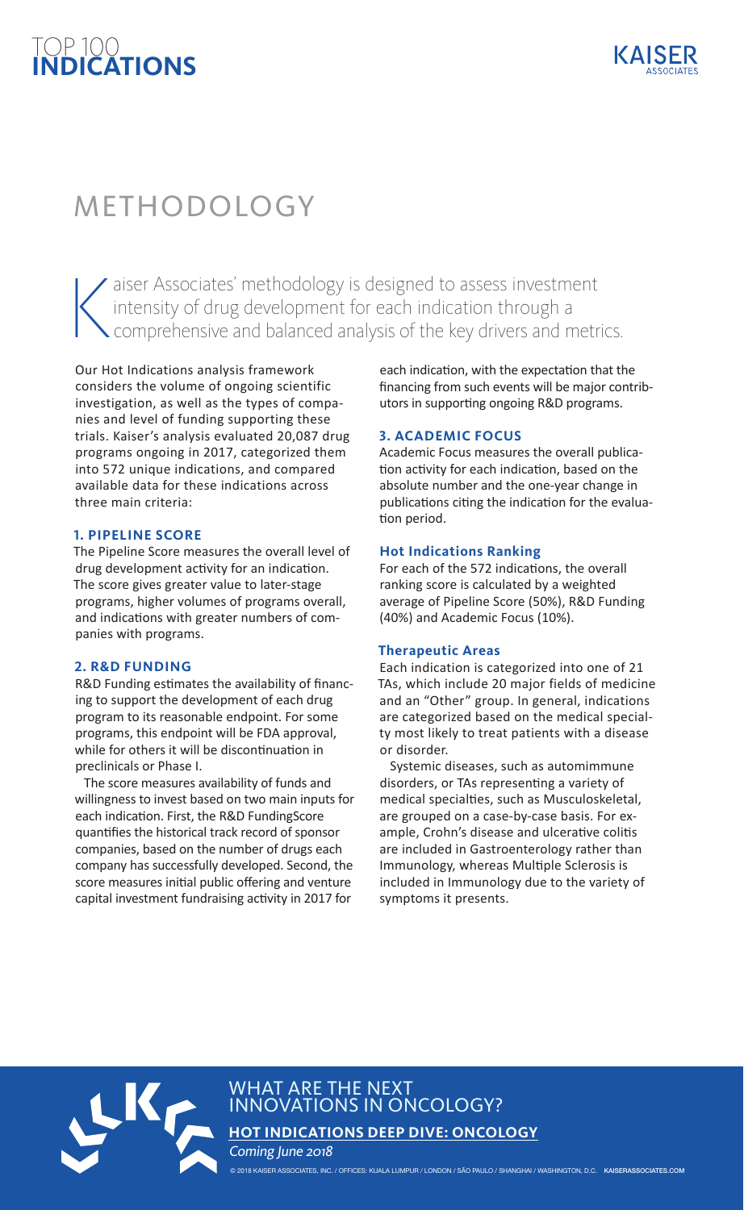# METHODOLOGY

Kaiser Associates' methodology is designed to assess investment intensity of drug development for each indication through a comprehensive and balanced analysis of the key drivers and metrics.

Our Hot Indications analysis framework considers the volume of ongoing scientific investigation, as well as the types of companies and level of funding supporting these trials. Kaiser's analysis evaluated 20,087 drug programs ongoing in 2017, categorized them into 572 unique indications, and compared available data for these indications across three main criteria:

### 1. PIPELINE SCORE

The Pipeline Score measures the overall level of drug development activity for an indication. The score gives greater value to later-stage programs, higher volumes of programs overall, and indications with greater numbers of companies with programs.

### 2. R&D FUNDING

R&D Funding estimates the availability of financing to support the development of each drug program to its reasonable endpoint. For some programs, this endpoint will be FDA approval, while for others it will be discontinuation in preclinicals or Phase I.

The score measures availability of funds and willingness to invest based on two main inputs for each indication. First, the R&D FundingScore quantifies the historical track record of sponsor companies, based on the number of drugs each company has successfully developed. Second, the score measures initial public offering and venture capital investment fundraising activity in 2017 for each indication, with the expectation that the financing from such events will be major contributors in supporting ongoing R&D programs.

### 3. ACADEMIC FOCUS

Academic Focus measures the overall publication activity for each indication, based on the absolute number and the one-year change in publications citing the indication for the evaluation period.

### Hot Indications Ranking

For each of the 572 indications, the overall ranking score is calculated by a weighted average of Pipeline Score (50%), R&D Funding (40%) and Academic Focus (10%).

### Therapeutic Areas

Each indication is categorized into one of 21 TAs, which include 20 major fields of medicine and an "Other" group. In general, indications are categorized based on the medical specialty most likely to treat patients with a disease or disorder.

Systemic diseases, such as automimmune disorders, or TAs representing a variety of medical specialties, such as Musculoskeletal, are grouped on a case-by-case basis. For example, Crohn's disease and ulcerative colitis are included in Gastroenterology rather than Immunology, whereas Multiple Sclerosis is included in Immunology due to the variety of symptoms it presents.

## WHAT ARE THE NEXT INNOVATIONS IN ONCOLOGY?

**HOT INDICATIONS DEEP DIVE: ONCOLOGY**

*Coming June 2018*

© 2018 KAISER ASSOCIATES, INC. / OFFICES: KUALA LUMPUR / LONDON / SÃO PAULO / SHANGHAI / WASHINGTON, D.C. KAISERASSOCIATES.COM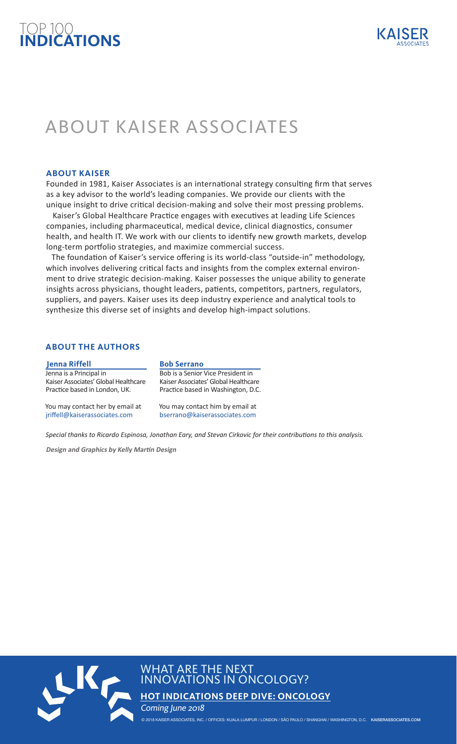# ABOUT KAISER ASSOCIATES

## ABOUT KAISER

Founded in 1981, Kaiser Associates is an international strategy consulting firm that serves as a key advisor to the world's leading companies. We provide our clients with the unique insight to drive critical decision-making and solve their most pressing problems.

Kaiser's Global Healthcare Practice engages with executives at leading Life Sciences companies, including pharmaceutical, medical device, clinical diagnostics, consumer health, and health IT. We work with our clients to identify new growth markets, develop long-term portfolio strategies, and maximize commercial success.

The foundation of Kaiser's service offering is its world-class "outside-in" methodology, which involves delivering critical facts and insights from the complex external environment to drive strategic decision-making. Kaiser possesses the unique ability to generate insights across physicians, thought leaders, patients, competitors, partners, regulators, suppliers, and payers. Kaiser uses its deep industry experience and analytical tools to synthesize this diverse set of insights and develop high-impact solutions.

## ABOUT THE AUTHORS

**Jenna Riffell**

Jenna is a Principal in Kaiser Associates' Global Healthcare Practice based in London, UK.

You may contact her by email at jriffell@kaiserassociates.com

**Bob Serrano**

Bob is a Senior Vice President in Kaiser Associates' Global Healthcare Practice based in Washington, D.C.

You may contact him by email at bserrano@kaiserassociates.com

*Special thanks to Ricardo Espinosa, Jonathan Eary, and Stevan Cirkovic for their contributions to this analysis.*

***Design and Graphics by Kelly Martin Design***

WHAT ARE THE NEXT INNOVATIONS IN ONCOLOGY?

**HOT INDICATIONS DEEP DIVE: ONCOLOGY**

*Coming June 2018*

© 2018 KAISER ASSOCIATES, INC. / OFFICES: KUALA LUMPUR / LONDON / SÃO PAULO / SHANGHAI / WASHINGTON, D.C. KAISERASSOCIATES.COM